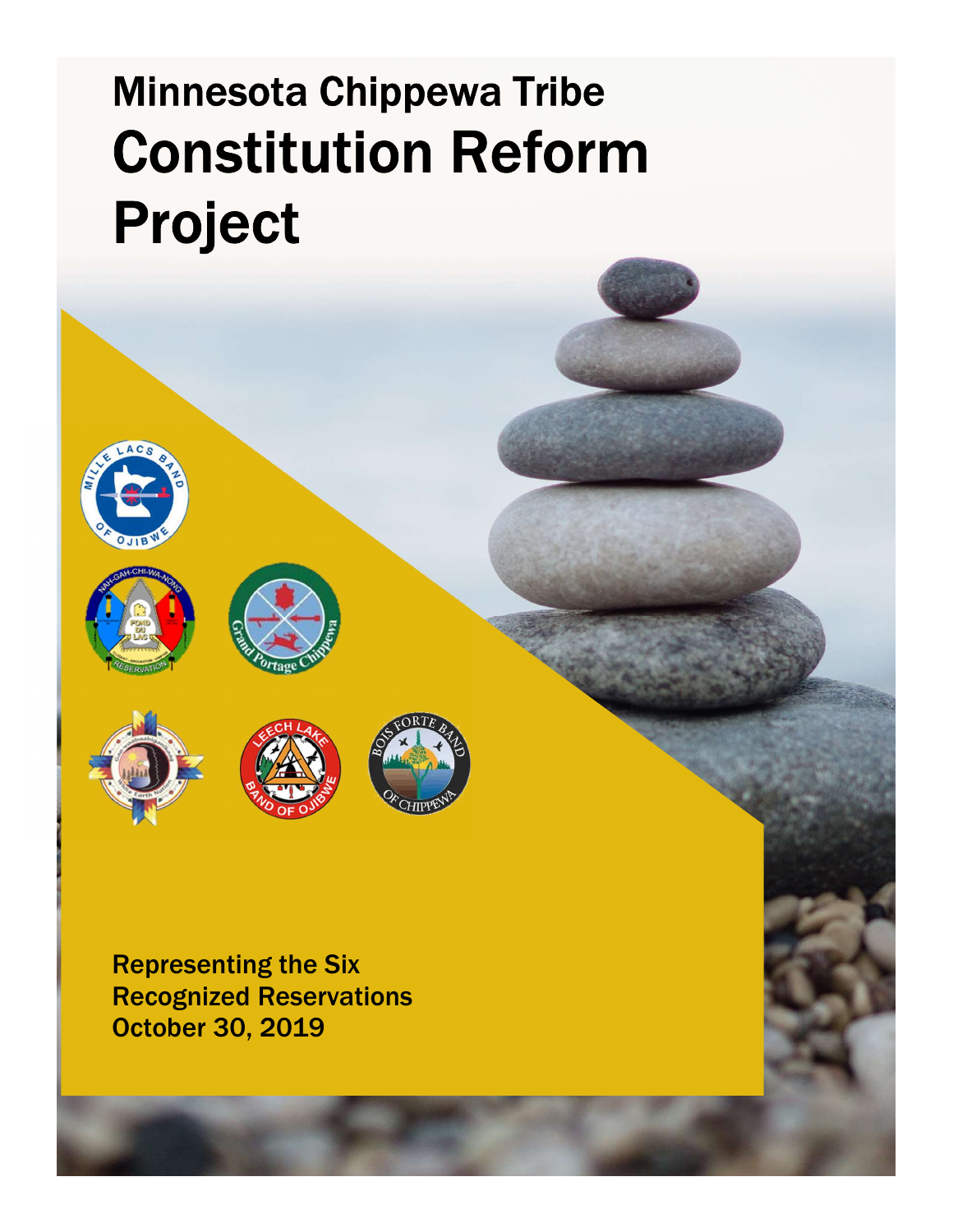# Minnesota Chippewa Tribe
# Constitution Reform Project

**Representing the Six Recognized Reservations**
**October 30, 2019**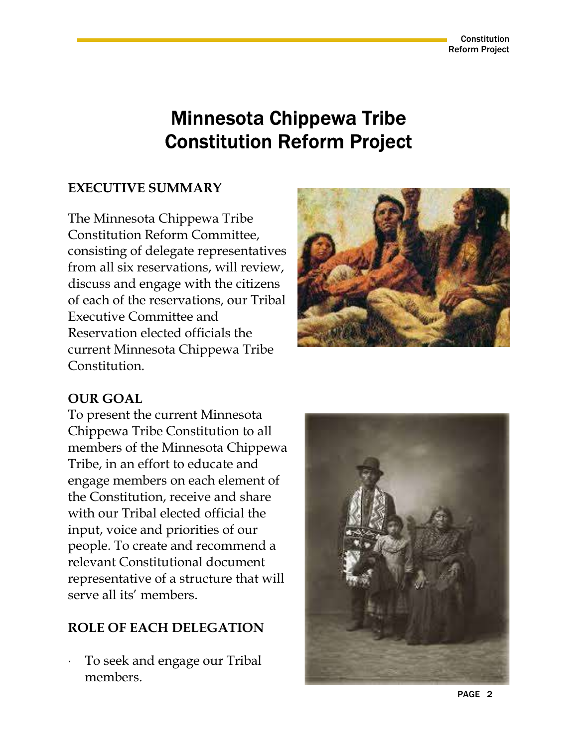# Minnesota Chippewa Tribe Constitution Reform Project

## EXECUTIVE SUMMARY

The Minnesota Chippewa Tribe Constitution Reform Committee, consisting of delegate representatives from all six reservations, will review, discuss and engage with the citizens of each of the reservations, our Tribal Executive Committee and Reservation elected officials the current Minnesota Chippewa Tribe Constitution.

## OUR GOAL

To present the current Minnesota Chippewa Tribe Constitution to all members of the Minnesota Chippewa Tribe, in an effort to educate and engage members on each element of the Constitution, receive and share with our Tribal elected official the input, voice and priorities of our people. To create and recommend a relevant Constitutional document representative of a structure that will serve all its' members.

## ROLE OF EACH DELEGATION

- To seek and engage our Tribal members.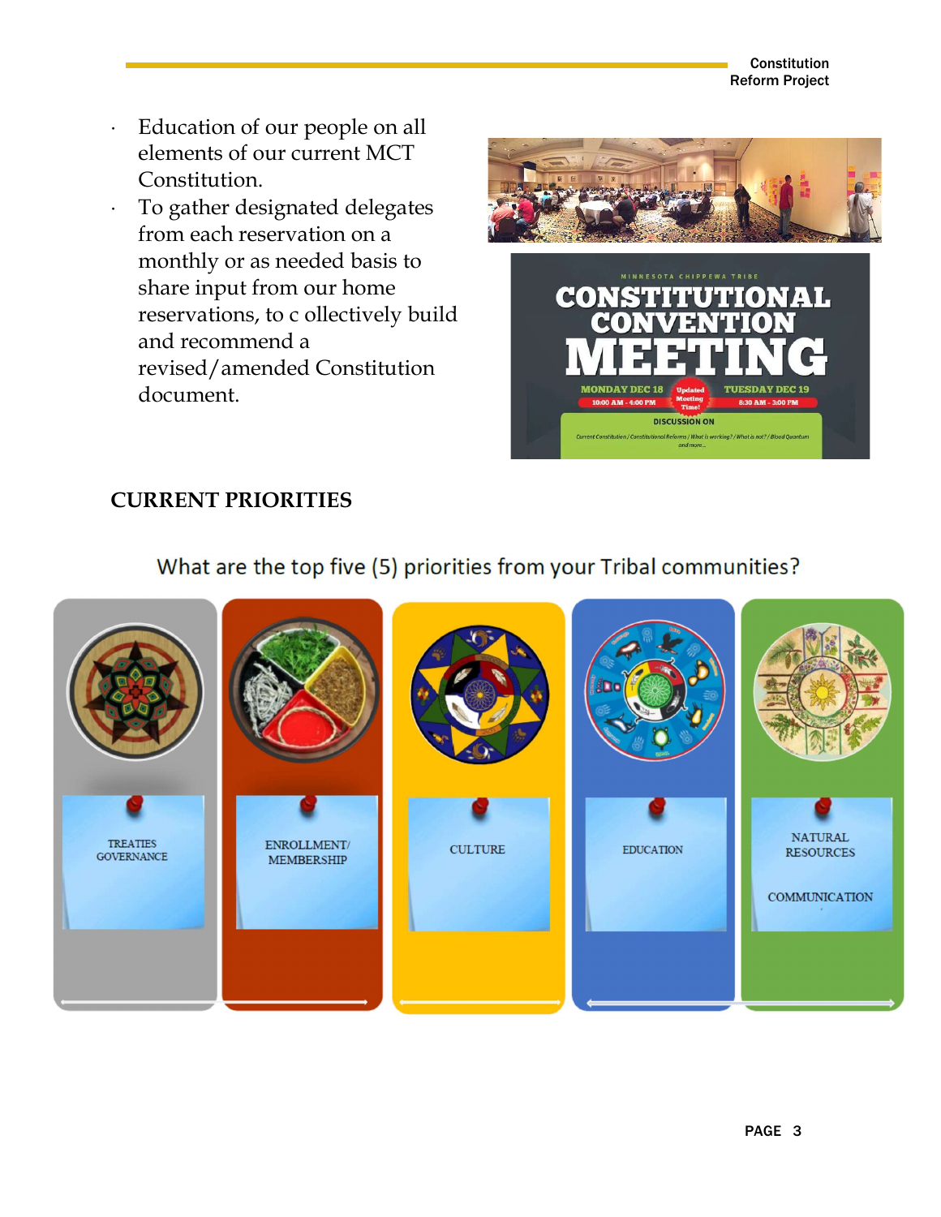- Education of our people on all elements of our current MCT Constitution.
- To gather designated delegates from each reservation on a monthly or as needed basis to share input from our home reservations, to c ollectively build and recommend a revised/amended Constitution document.

MINNESOTA CHIPPEWA TRIBE

CONSTITUTIONAL CONVENTION MEETING

MONDAY DEC 18 10:00 AM - 4:00 PM | Updated Meeting Time! | TUESDAY DEC 19 8:30 AM - 3:00 PM

DISCUSSION ON

Current Constitution / Constitutional Reforms / What is working? / What is not? / Blood Quantum and more...

## CURRENT PRIORITIES

What are the top five (5) priorities from your Tribal communities?

- TREATIES GOVERNANCE
- ENROLLMENT/ MEMBERSHIP
- CULTURE
- EDUCATION
- NATURAL RESOURCES

  COMMUNICATION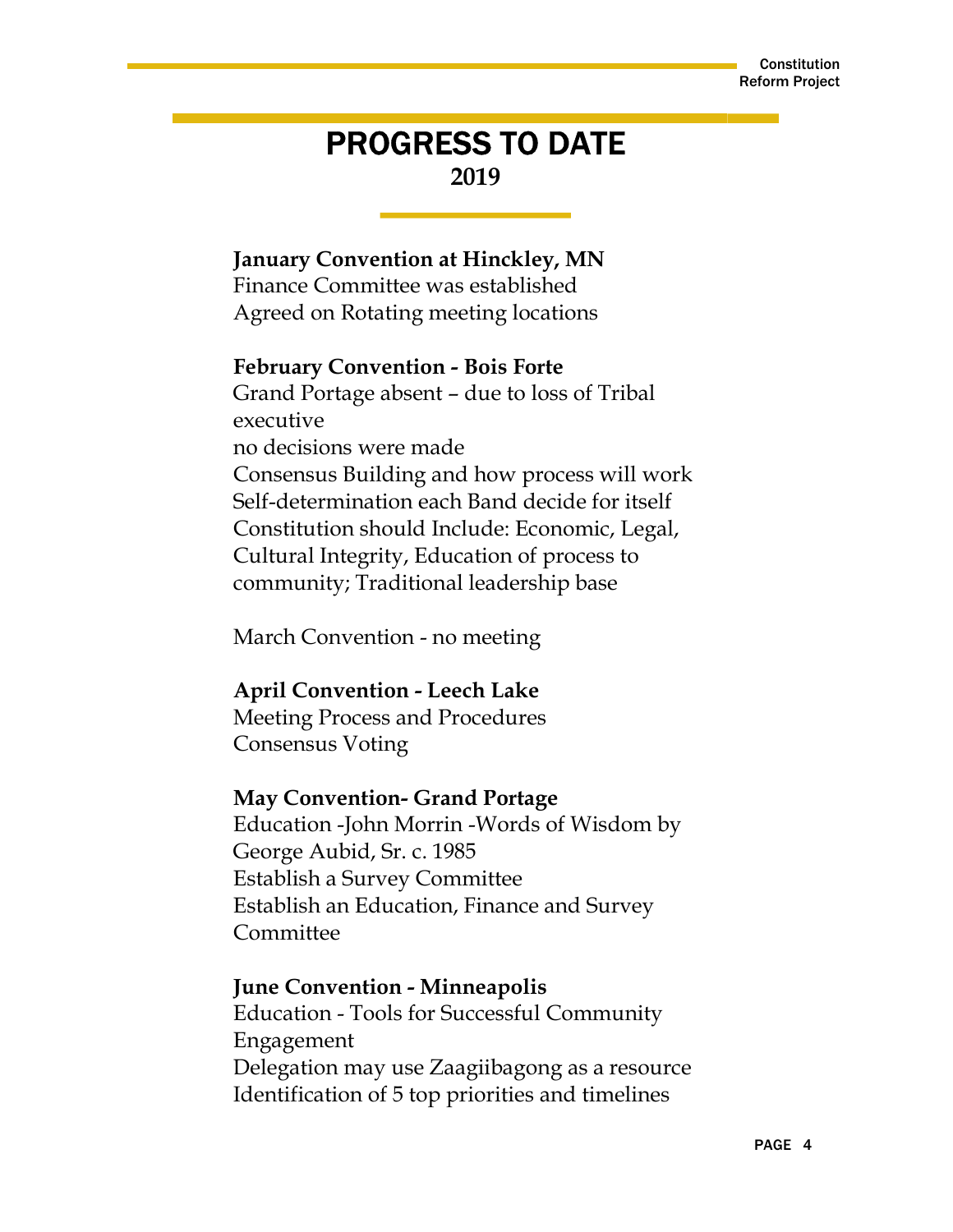# PROGRESS TO DATE

**2019**

**January Convention at Hinckley, MN**
Finance Committee was established
Agreed on Rotating meeting locations

**February Convention - Bois Forte**
Grand Portage absent – due to loss of Tribal executive
no decisions were made
Consensus Building and how process will work
Self-determination each Band decide for itself
Constitution should Include: Economic, Legal, Cultural Integrity, Education of process to community; Traditional leadership base

March Convention - no meeting

**April Convention - Leech Lake**
Meeting Process and Procedures
Consensus Voting

**May Convention- Grand Portage**
Education -John Morrin -Words of Wisdom by George Aubid, Sr. c. 1985
Establish a Survey Committee
Establish an Education, Finance and Survey Committee

**June Convention - Minneapolis**
Education - Tools for Successful Community Engagement
Delegation may use Zaagiibagong as a resource
Identification of 5 top priorities and timelines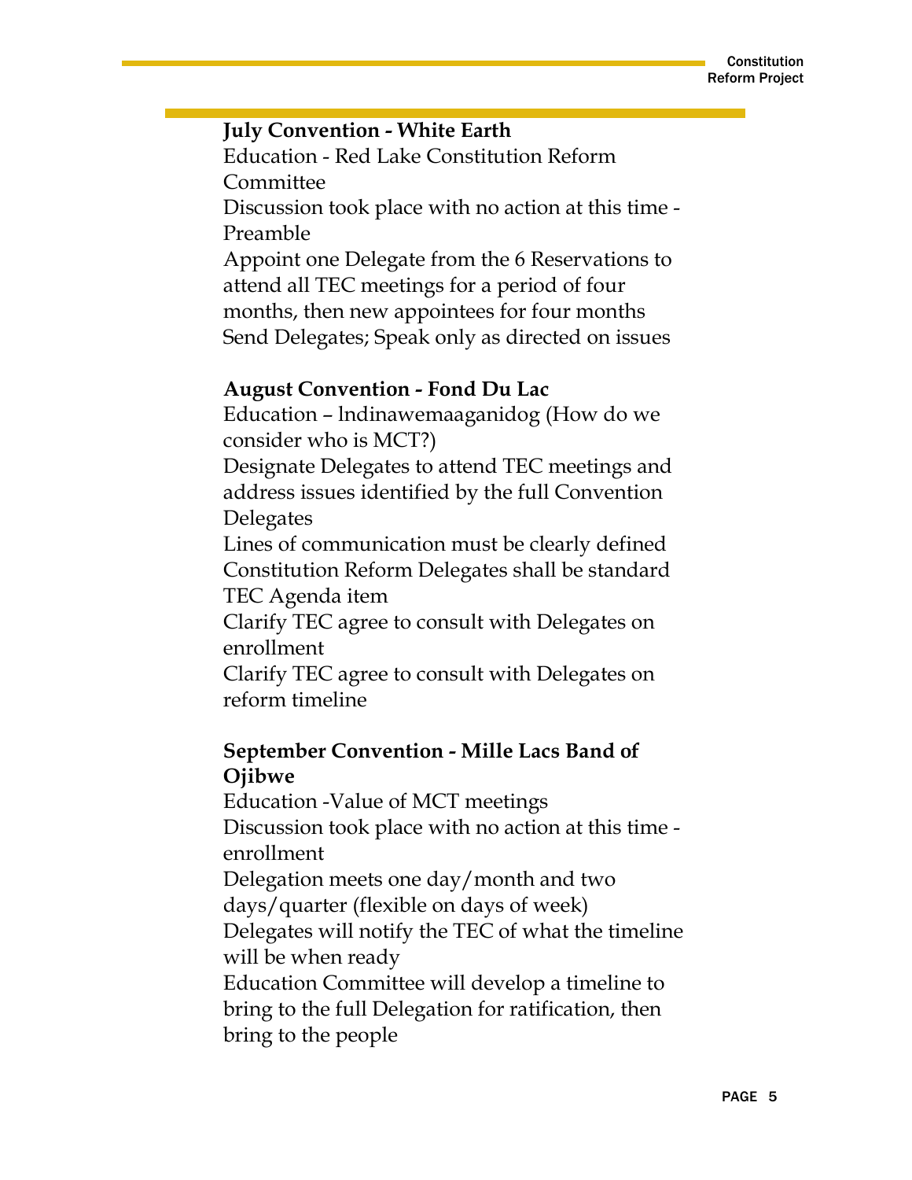**July Convention - White Earth**

Education - Red Lake Constitution Reform Committee

Discussion took place with no action at this time - Preamble

Appoint one Delegate from the 6 Reservations to attend all TEC meetings for a period of four months, then new appointees for four months

Send Delegates; Speak only as directed on issues

**August Convention - Fond Du Lac**

Education – lndinawemaaganidog (How do we consider who is MCT?)

Designate Delegates to attend TEC meetings and address issues identified by the full Convention Delegates

Lines of communication must be clearly defined

Constitution Reform Delegates shall be standard TEC Agenda item

Clarify TEC agree to consult with Delegates on enrollment

Clarify TEC agree to consult with Delegates on reform timeline

**September Convention - Mille Lacs Band of Ojibwe**

Education -Value of MCT meetings

Discussion took place with no action at this time - enrollment

Delegation meets one day/month and two days/quarter (flexible on days of week)

Delegates will notify the TEC of what the timeline will be when ready

Education Committee will develop a timeline to bring to the full Delegation for ratification, then bring to the people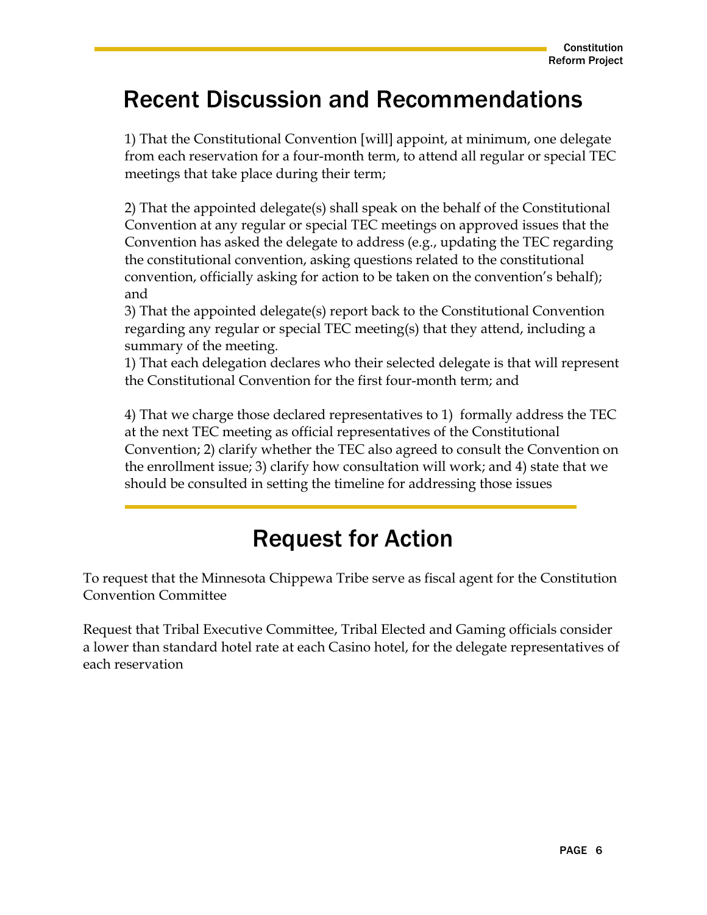# Recent Discussion and Recommendations

1) That the Constitutional Convention [will] appoint, at minimum, one delegate from each reservation for a four-month term, to attend all regular or special TEC meetings that take place during their term;

2) That the appointed delegate(s) shall speak on the behalf of the Constitutional Convention at any regular or special TEC meetings on approved issues that the Convention has asked the delegate to address (e.g., updating the TEC regarding the constitutional convention, asking questions related to the constitutional convention, officially asking for action to be taken on the convention's behalf); and

3) That the appointed delegate(s) report back to the Constitutional Convention regarding any regular or special TEC meeting(s) that they attend, including a summary of the meeting.

1) That each delegation declares who their selected delegate is that will represent the Constitutional Convention for the first four-month term; and

4) That we charge those declared representatives to 1) formally address the TEC at the next TEC meeting as official representatives of the Constitutional Convention; 2) clarify whether the TEC also agreed to consult the Convention on the enrollment issue; 3) clarify how consultation will work; and 4) state that we should be consulted in setting the timeline for addressing those issues

# Request for Action

To request that the Minnesota Chippewa Tribe serve as fiscal agent for the Constitution Convention Committee

Request that Tribal Executive Committee, Tribal Elected and Gaming officials consider a lower than standard hotel rate at each Casino hotel, for the delegate representatives of each reservation